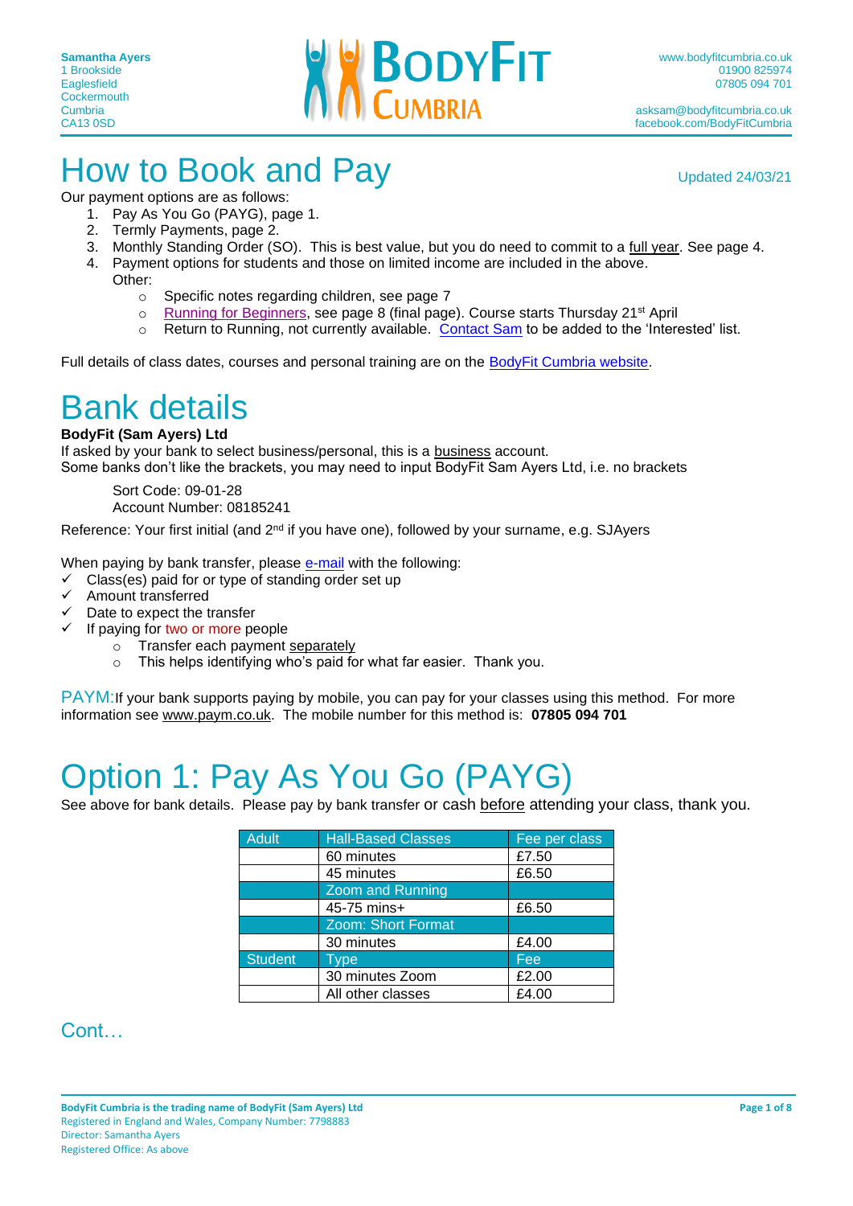Samantha Ayers
1 Brookside
Eaglesfield
Cockermouth
Cumbria
CA13 0SD

BODYFIT CUMBRIA

www.bodyfitcumbria.co.uk
01900 825974
07805 094 701

asksam@bodyfitcumbria.co.uk
facebook.com/BodyFitCumbria

# How to Book and Pay

Updated 24/03/21

Our payment options are as follows:

1. Pay As You Go (PAYG), page 1.
2. Termly Payments, page 2.
3. Monthly Standing Order (SO). This is best value, but you do need to commit to a full year. See page 4.
4. Payment options for students and those on limited income are included in the above.

   Other:
   - Specific notes regarding children, see page 7
   - Running for Beginners, see page 8 (final page). Course starts Thursday 21st April
   - Return to Running, not currently available. Contact Sam to be added to the 'Interested' list.

Full details of class dates, courses and personal training are on the BodyFit Cumbria website.

# Bank details

**BodyFit (Sam Ayers) Ltd**

If asked by your bank to select business/personal, this is a business account.
Some banks don't like the brackets, you may need to input BodyFit Sam Ayers Ltd, i.e. no brackets

Sort Code: 09-01-28
Account Number: 08185241

Reference: Your first initial (and 2nd if you have one), followed by your surname, e.g. SJAyers

When paying by bank transfer, please e-mail with the following:

- ✓ Class(es) paid for or type of standing order set up
- ✓ Amount transferred
- ✓ Date to expect the transfer
- ✓ If paying for two or more people
  - Transfer each payment separately
  - This helps identifying who's paid for what far easier. Thank you.

PAYM: If your bank supports paying by mobile, you can pay for your classes using this method. For more information see www.paym.co.uk. The mobile number for this method is: **07805 094 701**

# Option 1: Pay As You Go (PAYG)

See above for bank details. Please pay by bank transfer or cash before attending your class, thank you.

| Adult | Hall-Based Classes | Fee per class |
|---|---|---|
| | 60 minutes | £7.50 |
| | 45 minutes | £6.50 |
| | Zoom and Running | |
| | 45-75 mins+ | £6.50 |
| | Zoom: Short Format | |
| | 30 minutes | £4.00 |
| Student | Type | Fee |
| | 30 minutes Zoom | £2.00 |
| | All other classes | £4.00 |

Cont…

**BodyFit Cumbria is the trading name of BodyFit (Sam Ayers) Ltd**
Registered in England and Wales, Company Number: 7798883
Director: Samantha Ayers
Registered Office: As above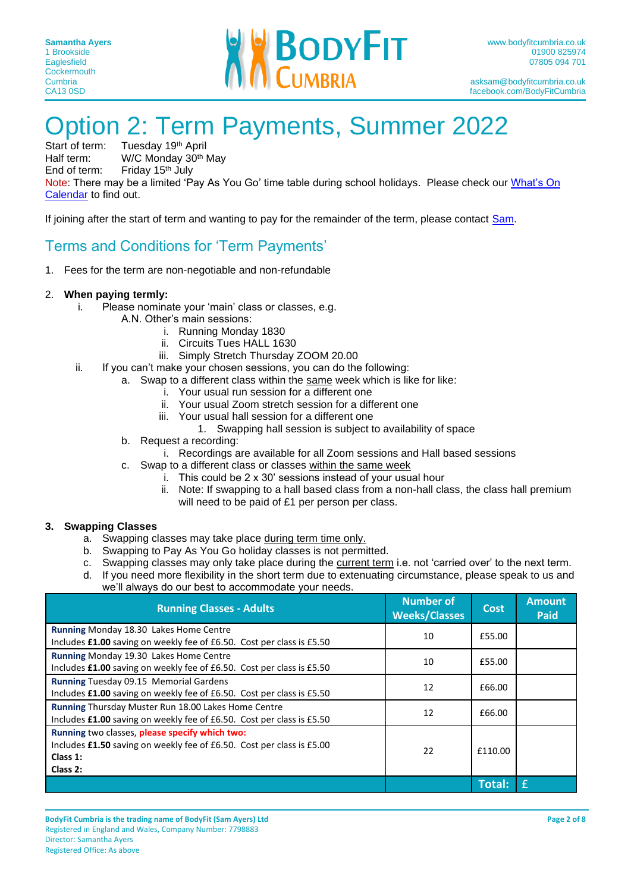Samantha Ayers
1 Brookside
Eaglesfield
Cockermouth
Cumbria
CA13 0SD

**BODYFIT CUMBRIA**

www.bodyfitcumbria.co.uk
01900 825974
07805 094 701

asksam@bodyfitcumbria.co.uk
facebook.com/BodyFitCumbria

# Option 2: Term Payments, Summer 2022

Start of term: Tuesday 19th April
Half term: W/C Monday 30th May
End of term: Friday 15th July

Note: There may be a limited 'Pay As You Go' time table during school holidays. Please check our What's On Calendar to find out.

If joining after the start of term and wanting to pay for the remainder of the term, please contact Sam.

## Terms and Conditions for 'Term Payments'

1. Fees for the term are non-negotiable and non-refundable

2. **When paying termly:**
   i. Please nominate your 'main' class or classes, e.g.
      A.N. Other's main sessions:
      i. Running Monday 1830
      ii. Circuits Tues HALL 1630
      iii. Simply Stretch Thursday ZOOM 20.00
   ii. If you can't make your chosen sessions, you can do the following:
      a. Swap to a different class within the same week which is like for like:
         i. Your usual run session for a different one
         ii. Your usual Zoom stretch session for a different one
         iii. Your usual hall session for a different one
            1. Swapping hall session is subject to availability of space
      b. Request a recording:
         i. Recordings are available for all Zoom sessions and Hall based sessions
      c. Swap to a different class or classes within the same week
         i. This could be 2 x 30' sessions instead of your usual hour
         ii. Note: If swapping to a hall based class from a non-hall class, the class hall premium will need to be paid of £1 per person per class.

3. **Swapping Classes**
   a. Swapping classes may take place during term time only.
   b. Swapping to Pay As You Go holiday classes is not permitted.
   c. Swapping classes may only take place during the current term i.e. not 'carried over' to the next term.
   d. If you need more flexibility in the short term due to extenuating circumstance, please speak to us and we'll always do our best to accommodate your needs.

| Running Classes - Adults | Number of Weeks/Classes | Cost | Amount Paid |
|---|---|---|---|
| **Running** Monday 18.30 Lakes Home Centre<br>Includes **£1.00** saving on weekly fee of £6.50. Cost per class is £5.50 | 10 | £55.00 | |
| **Running** Monday 19.30 Lakes Home Centre<br>Includes **£1.00** saving on weekly fee of £6.50. Cost per class is £5.50 | 10 | £55.00 | |
| **Running** Tuesday 09.15 Memorial Gardens<br>Includes **£1.00** saving on weekly fee of £6.50. Cost per class is £5.50 | 12 | £66.00 | |
| **Running** Thursday Muster Run 18.00 Lakes Home Centre<br>Includes **£1.00** saving on weekly fee of £6.50. Cost per class is £5.50 | 12 | £66.00 | |
| **Running** two classes, **please specify which two:**<br>Includes **£1.50** saving on weekly fee of £6.50. Cost per class is £5.00<br>**Class 1:**<br>**Class 2:** | 22 | £110.00 | |
| | | **Total:** | £ |

**BodyFit Cumbria is the trading name of BodyFit (Sam Ayers) Ltd**
Registered in England and Wales, Company Number: 7798883
Director: Samantha Ayers
Registered Office: As above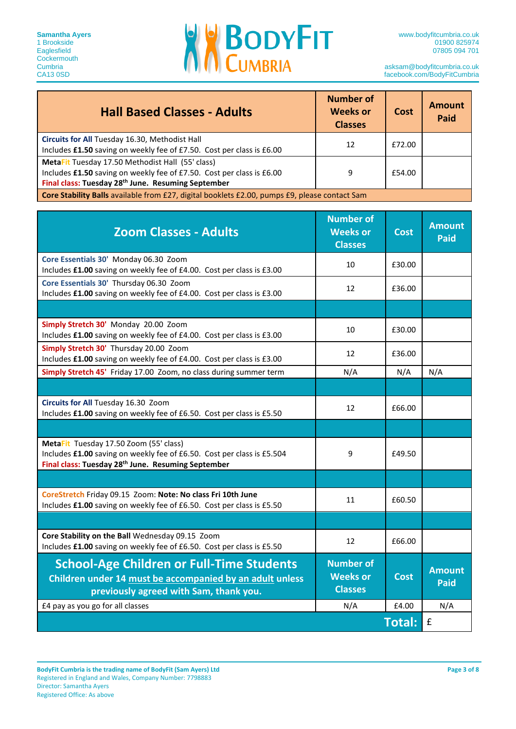Samantha Ayers
1 Brookside
Eaglesfield
Cockermouth
Cumbria
CA13 0SD

**BODYFIT CUMBRIA**

www.bodyfitcumbria.co.uk
01900 825974
07805 094 701

asksam@bodyfitcumbria.co.uk
facebook.com/BodyFitCumbria

| Hall Based Classes - Adults | Number of Weeks or Classes | Cost | Amount Paid |
|---|---|---|---|
| **Circuits for All** Tuesday 16.30, Methodist Hall<br>Includes **£1.50** saving on weekly fee of £7.50. Cost per class is £6.00 | 12 | £72.00 | |
| **MetaFit** Tuesday 17.50 Methodist Hall (55' class)<br>Includes **£1.50** saving on weekly fee of £7.50. Cost per class is £6.00<br>**Final class: Tuesday 28th June. Resuming September** | 9 | £54.00 | |
| **Core Stability Balls** available from £27, digital booklets £2.00, pumps £9, please contact Sam | | | |

| Zoom Classes - Adults | Number of Weeks or Classes | Cost | Amount Paid |
|---|---|---|---|
| **Core Essentials 30'** Monday 06.30 Zoom<br>Includes **£1.00** saving on weekly fee of £4.00. Cost per class is £3.00 | 10 | £30.00 | |
| **Core Essentials 30'** Thursday 06.30 Zoom<br>Includes **£1.00** saving on weekly fee of £4.00. Cost per class is £3.00 | 12 | £36.00 | |
| | | | |
| **Simply Stretch 30'** Monday 20.00 Zoom<br>Includes **£1.00** saving on weekly fee of £4.00. Cost per class is £3.00 | 10 | £30.00 | |
| **Simply Stretch 30'** Thursday 20.00 Zoom<br>Includes **£1.00** saving on weekly fee of £4.00. Cost per class is £3.00 | 12 | £36.00 | |
| **Simply Stretch 45'** Friday 17.00 Zoom, no class during summer term | N/A | N/A | N/A |
| | | | |
| **Circuits for All** Tuesday 16.30 Zoom<br>Includes **£1.00** saving on weekly fee of £6.50. Cost per class is £5.50 | 12 | £66.00 | |
| | | | |
| **MetaFit** Tuesday 17.50 Zoom (55' class)<br>Includes **£1.00** saving on weekly fee of £6.50. Cost per class is £5.504<br>**Final class: Tuesday 28th June. Resuming September** | 9 | £49.50 | |
| | | | |
| **CoreStretch** Friday 09.15 Zoom: **Note: No class Fri 10th June**<br>Includes **£1.00** saving on weekly fee of £6.50. Cost per class is £5.50 | 11 | £60.50 | |
| | | | |
| **Core Stability on the Ball** Wednesday 09.15 Zoom<br>Includes **£1.00** saving on weekly fee of £6.50. Cost per class is £5.50 | 12 | £66.00 | |

| School-Age Children or Full-Time Students<br>Children under 14 must be accompanied by an adult unless previously agreed with Sam, thank you. | Number of Weeks or Classes | Cost | Amount Paid |
|---|---|---|---|
| £4 pay as you go for all classes | N/A | £4.00 | N/A |
| | | **Total:** | £ |

**BodyFit Cumbria is the trading name of BodyFit (Sam Ayers) Ltd**
Registered in England and Wales, Company Number: 7798883
Director: Samantha Ayers
Registered Office: As above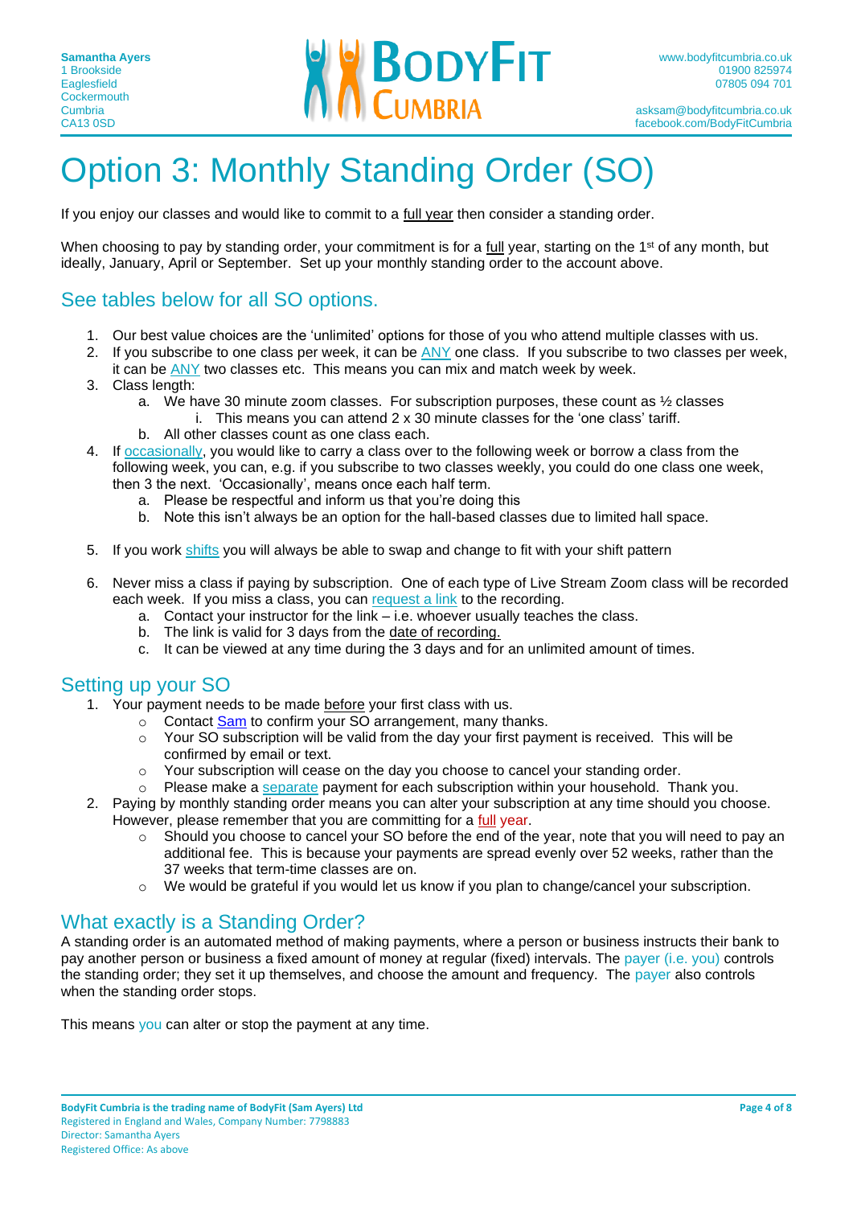# Option 3: Monthly Standing Order (SO)

If you enjoy our classes and would like to commit to a full year then consider a standing order.

When choosing to pay by standing order, your commitment is for a full year, starting on the 1st of any month, but ideally, January, April or September. Set up your monthly standing order to the account above.

## See tables below for all SO options.

1. Our best value choices are the 'unlimited' options for those of you who attend multiple classes with us.
2. If you subscribe to one class per week, it can be ANY one class. If you subscribe to two classes per week, it can be ANY two classes etc. This means you can mix and match week by week.
3. Class length:
   a. We have 30 minute zoom classes. For subscription purposes, these count as ½ classes
      i. This means you can attend 2 x 30 minute classes for the 'one class' tariff.
   b. All other classes count as one class each.
4. If occasionally, you would like to carry a class over to the following week or borrow a class from the following week, you can, e.g. if you subscribe to two classes weekly, you could do one class one week, then 3 the next. 'Occasionally', means once each half term.
   a. Please be respectful and inform us that you're doing this
   b. Note this isn't always be an option for the hall-based classes due to limited hall space.
5. If you work shifts you will always be able to swap and change to fit with your shift pattern
6. Never miss a class if paying by subscription. One of each type of Live Stream Zoom class will be recorded each week. If you miss a class, you can request a link to the recording.
   a. Contact your instructor for the link – i.e. whoever usually teaches the class.
   b. The link is valid for 3 days from the date of recording.
   c. It can be viewed at any time during the 3 days and for an unlimited amount of times.

## Setting up your SO

1. Your payment needs to be made before your first class with us.
   - Contact Sam to confirm your SO arrangement, many thanks.
   - Your SO subscription will be valid from the day your first payment is received. This will be confirmed by email or text.
   - Your subscription will cease on the day you choose to cancel your standing order.
   - Please make a separate payment for each subscription within your household. Thank you.
2. Paying by monthly standing order means you can alter your subscription at any time should you choose. However, please remember that you are committing for a full year.
   - Should you choose to cancel your SO before the end of the year, note that you will need to pay an additional fee. This is because your payments are spread evenly over 52 weeks, rather than the 37 weeks that term-time classes are on.
   - We would be grateful if you would let us know if you plan to change/cancel your subscription.

## What exactly is a Standing Order?

A standing order is an automated method of making payments, where a person or business instructs their bank to pay another person or business a fixed amount of money at regular (fixed) intervals. The payer (i.e. you) controls the standing order; they set it up themselves, and choose the amount and frequency. The payer also controls when the standing order stops.

This means you can alter or stop the payment at any time.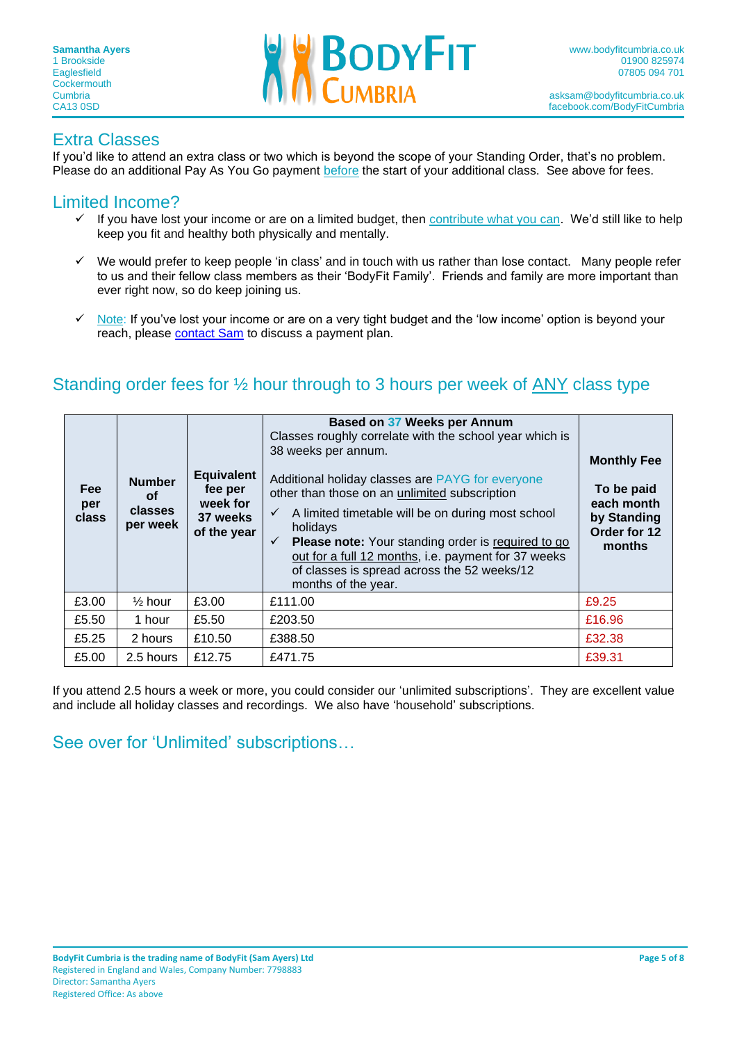## Extra Classes

If you'd like to attend an extra class or two which is beyond the scope of your Standing Order, that's no problem. Please do an additional Pay As You Go payment before the start of your additional class. See above for fees.

## Limited Income?

- ✓ If you have lost your income or are on a limited budget, then contribute what you can. We'd still like to help keep you fit and healthy both physically and mentally.
- ✓ We would prefer to keep people 'in class' and in touch with us rather than lose contact. Many people refer to us and their fellow class members as their 'BodyFit Family'. Friends and family are more important than ever right now, so do keep joining us.
- ✓ Note: If you've lost your income or are on a very tight budget and the 'low income' option is beyond your reach, please contact Sam to discuss a payment plan.

## Standing order fees for ½ hour through to 3 hours per week of ANY class type

| Fee per class | Number of classes per week | Equivalent fee per week for 37 weeks of the year | **Based on 37 Weeks per Annum**<br>Classes roughly correlate with the school year which is 38 weeks per annum.<br><br>Additional holiday classes are PAYG for everyone other than those on an unlimited subscription<br>✓ A limited timetable will be on during most school holidays<br>✓ **Please note:** Your standing order is required to go out for a full 12 months, i.e. payment for 37 weeks of classes is spread across the 52 weeks/12 months of the year. | **Monthly Fee**<br><br>**To be paid each month by Standing Order for 12 months** |
|---|---|---|---|---|
| £3.00 | ½ hour | £3.00 | £111.00 | £9.25 |
| £5.50 | 1 hour | £5.50 | £203.50 | £16.96 |
| £5.25 | 2 hours | £10.50 | £388.50 | £32.38 |
| £5.00 | 2.5 hours | £12.75 | £471.75 | £39.31 |

If you attend 2.5 hours a week or more, you could consider our 'unlimited subscriptions'. They are excellent value and include all holiday classes and recordings. We also have 'household' subscriptions.

## See over for 'Unlimited' subscriptions…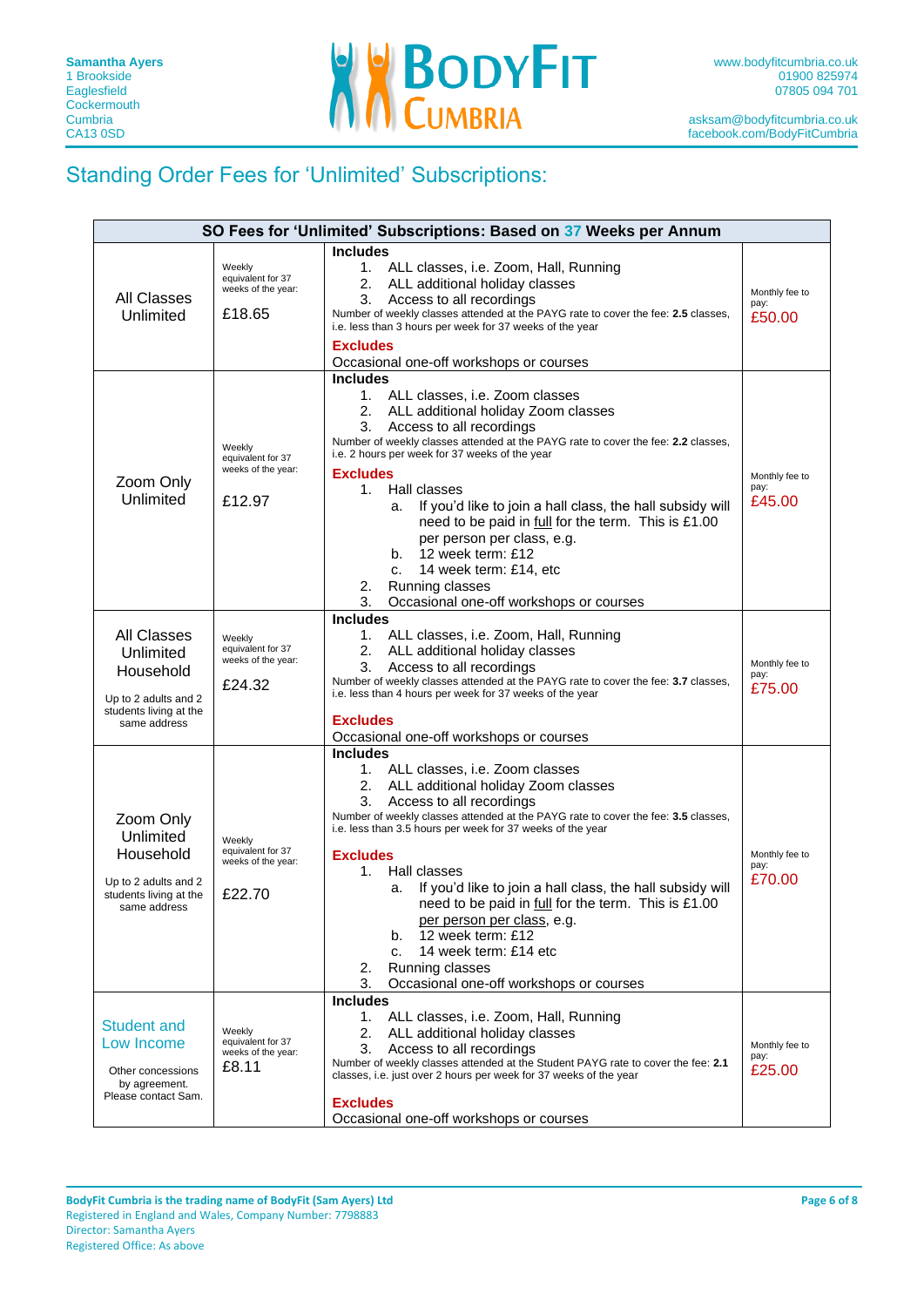Samantha Ayers
1 Brookside
Eaglesfield
Cockermouth
Cumbria
CA13 0SD

www.bodyfitcumbria.co.uk
01900 825974
07805 094 701

asksam@bodyfitcumbria.co.uk
facebook.com/BodyFitCumbria

# Standing Order Fees for 'Unlimited' Subscriptions:

| SO Fees for 'Unlimited' Subscriptions: Based on 37 Weeks per Annum | | | |
|---|---|---|---|
| All Classes Unlimited | Weekly equivalent for 37 weeks of the year: £18.65 | **Includes**<br>1. ALL classes, i.e. Zoom, Hall, Running<br>2. ALL additional holiday classes<br>3. Access to all recordings<br>Number of weekly classes attended at the PAYG rate to cover the fee: **2.5** classes, i.e. less than 3 hours per week for 37 weeks of the year<br>**Excludes**<br>Occasional one-off workshops or courses | Monthly fee to pay: £50.00 |
| Zoom Only Unlimited | Weekly equivalent for 37 weeks of the year: £12.97 | **Includes**<br>1. ALL classes, i.e. Zoom classes<br>2. ALL additional holiday Zoom classes<br>3. Access to all recordings<br>Number of weekly classes attended at the PAYG rate to cover the fee: **2.2** classes, i.e. 2 hours per week for 37 weeks of the year<br>**Excludes**<br>1. Hall classes<br>a. If you'd like to join a hall class, the hall subsidy will need to be paid in full for the term. This is £1.00 per person per class, e.g.<br>b. 12 week term: £12<br>c. 14 week term: £14, etc<br>2. Running classes<br>3. Occasional one-off workshops or courses | Monthly fee to pay: £45.00 |
| All Classes Unlimited Household<br>Up to 2 adults and 2 students living at the same address | Weekly equivalent for 37 weeks of the year: £24.32 | **Includes**<br>1. ALL classes, i.e. Zoom, Hall, Running<br>2. ALL additional holiday classes<br>3. Access to all recordings<br>Number of weekly classes attended at the PAYG rate to cover the fee: **3.7** classes, i.e. less than 4 hours per week for 37 weeks of the year<br>**Excludes**<br>Occasional one-off workshops or courses | Monthly fee to pay: £75.00 |
| Zoom Only Unlimited Household<br>Up to 2 adults and 2 students living at the same address | Weekly equivalent for 37 weeks of the year: £22.70 | **Includes**<br>1. ALL classes, i.e. Zoom classes<br>2. ALL additional holiday Zoom classes<br>3. Access to all recordings<br>Number of weekly classes attended at the PAYG rate to cover the fee: **3.5** classes, i.e. less than 3.5 hours per week for 37 weeks of the year<br>**Excludes**<br>1. Hall classes<br>a. If you'd like to join a hall class, the hall subsidy will need to be paid in full for the term. This is £1.00 per person per class, e.g.<br>b. 12 week term: £12<br>c. 14 week term: £14 etc<br>2. Running classes<br>3. Occasional one-off workshops or courses | Monthly fee to pay: £70.00 |
| Student and Low Income<br>Other concessions by agreement. Please contact Sam. | Weekly equivalent for 37 weeks of the year: £8.11 | **Includes**<br>1. ALL classes, i.e. Zoom, Hall, Running<br>2. ALL additional holiday classes<br>3. Access to all recordings<br>Number of weekly classes attended at the Student PAYG rate to cover the fee: **2.1** classes, i.e. just over 2 hours per week for 37 weeks of the year<br>**Excludes**<br>Occasional one-off workshops or courses | Monthly fee to pay: £25.00 |

**BodyFit Cumbria is the trading name of BodyFit (Sam Ayers) Ltd**
Registered in England and Wales, Company Number: 7798883
Director: Samantha Ayers
Registered Office: As above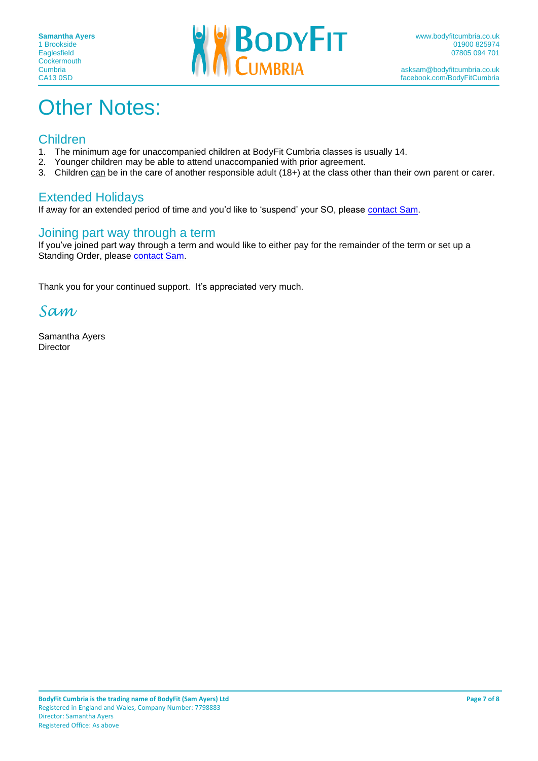# Other Notes:

## Children

1. The minimum age for unaccompanied children at BodyFit Cumbria classes is usually 14.
2. Younger children may be able to attend unaccompanied with prior agreement.
3. Children can be in the care of another responsible adult (18+) at the class other than their own parent or carer.

## Extended Holidays

If away for an extended period of time and you'd like to 'suspend' your SO, please contact Sam.

## Joining part way through a term

If you've joined part way through a term and would like to either pay for the remainder of the term or set up a Standing Order, please contact Sam.

Thank you for your continued support. It's appreciated very much.

*Sam*

Samantha Ayers
Director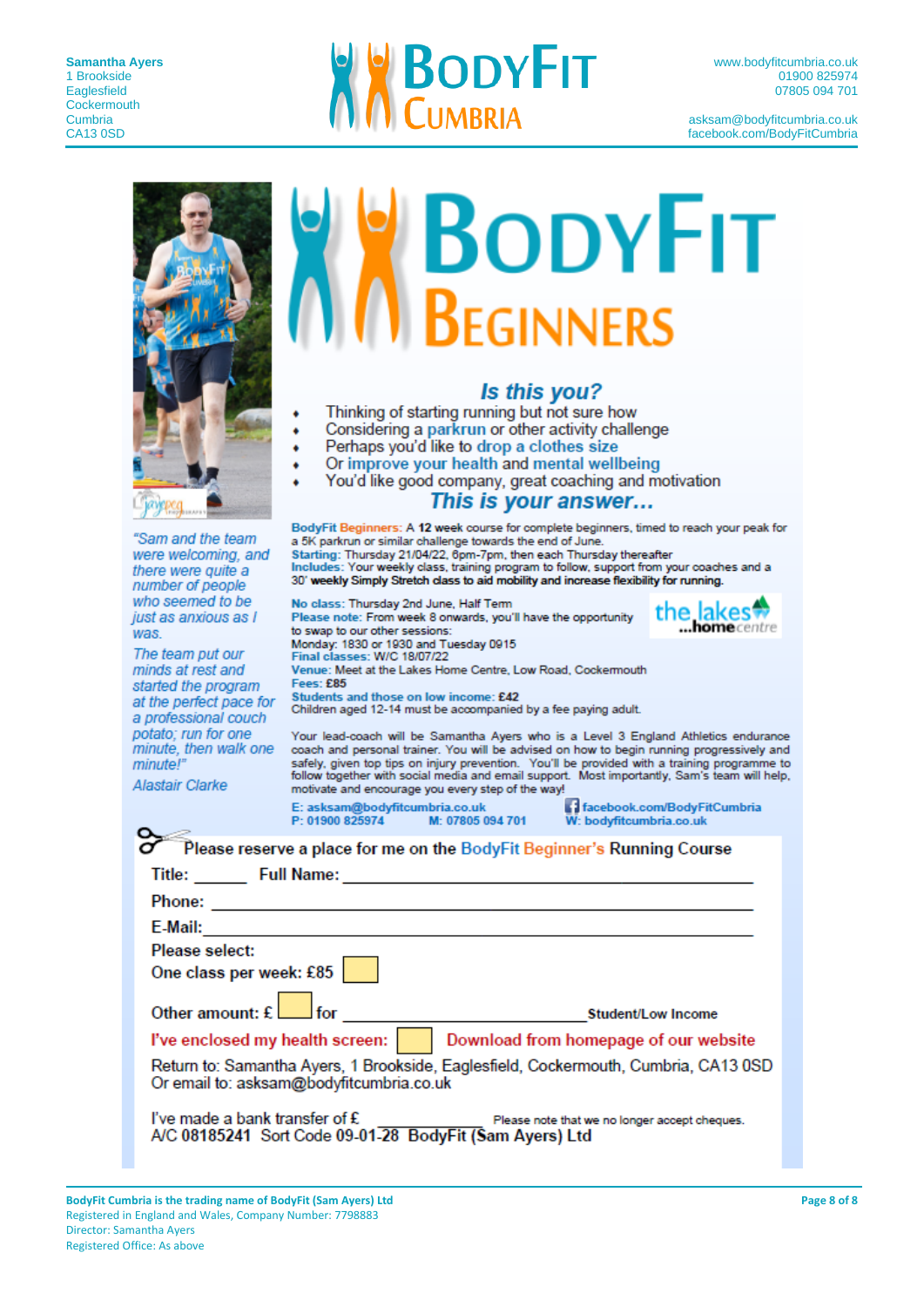Samantha Ayers
1 Brookside
Eaglesfield
Cockermouth
Cumbria
CA13 0SD

# BodyFit Cumbria

www.bodyfitcumbria.co.uk
01900 825974
07805 094 701

asksam@bodyfitcumbria.co.uk
facebook.com/BodyFitCumbria

# BodyFit Beginners

## *Is this you?*

- Thinking of starting running but not sure how
- Considering a parkrun or other activity challenge
- Perhaps you'd like to drop a clothes size
- Or improve your health and mental wellbeing
- You'd like good company, great coaching and motivation

## *This is your answer…*

*"Sam and the team were welcoming, and there were quite a number of people who seemed to be just as anxious as I was.*

*The team put our minds at rest and started the program at the perfect pace for a professional couch potato; run for one minute, then walk one minute!"*

*Alastair Clarke*

BodyFit Beginners: A **12 week** course for complete beginners, timed to reach your peak for a 5K parkrun or similar challenge towards the end of June.
Starting: Thursday 21/04/22, 6pm-7pm, then each Thursday thereafter
Includes: Your weekly class, training program to follow, support from your coaches and a 30' **weekly Simply Stretch class to aid mobility and increase flexibility for running.**

No class: Thursday 2nd June, Half Term
Please note: From week 8 onwards, you'll have the opportunity to swap to our other sessions:
Monday: 1830 or 1930 and Tuesday 0915
Final classes: W/C 18/07/22
Venue: Meet at the Lakes Home Centre, Low Road, Cockermouth
Fees: **£85**
Students and those on low income: **£42**
Children aged 12-14 must be accompanied by a fee paying adult.

the lakes ...home centre

Your lead-coach will be Samantha Ayers who is a Level 3 England Athletics endurance coach and personal trainer. You will be advised on how to begin running progressively and safely, given top tips on injury prevention. You'll be provided with a training programme to follow together with social media and email support. Most importantly, Sam's team will help, motivate and encourage you every step of the way!

E: asksam@bodyfitcumbria.co.uk
P: 01900 825974 M: 07805 094 701
facebook.com/BodyFitCumbria
W: bodyfitcumbria.co.uk

---

**Please reserve a place for me on the BodyFit Beginner's Running Course**

**Title:** ______ **Full Name:** ______________________________

**Phone:** ______________________________

**E-Mail:** ______________________________

**Please select:**

**One class per week: £85** ☐

**Other amount: £** ☐ **for** ______________________ **Student/Low Income**

**I've enclosed my health screen:** ☐ **Download from homepage of our website**

Return to: Samantha Ayers, 1 Brookside, Eaglesfield, Cockermouth, Cumbria, CA13 0SD
Or email to: asksam@bodyfitcumbria.co.uk

I've made a bank transfer of £ ____________ Please note that we no longer accept cheques.
**A/C 08185241 Sort Code 09-01-28 BodyFit (Sam Ayers) Ltd**

---

**BodyFit Cumbria is the trading name of BodyFit (Sam Ayers) Ltd**
Registered in England and Wales, Company Number: 7798883
Director: Samantha Ayers
Registered Office: As above